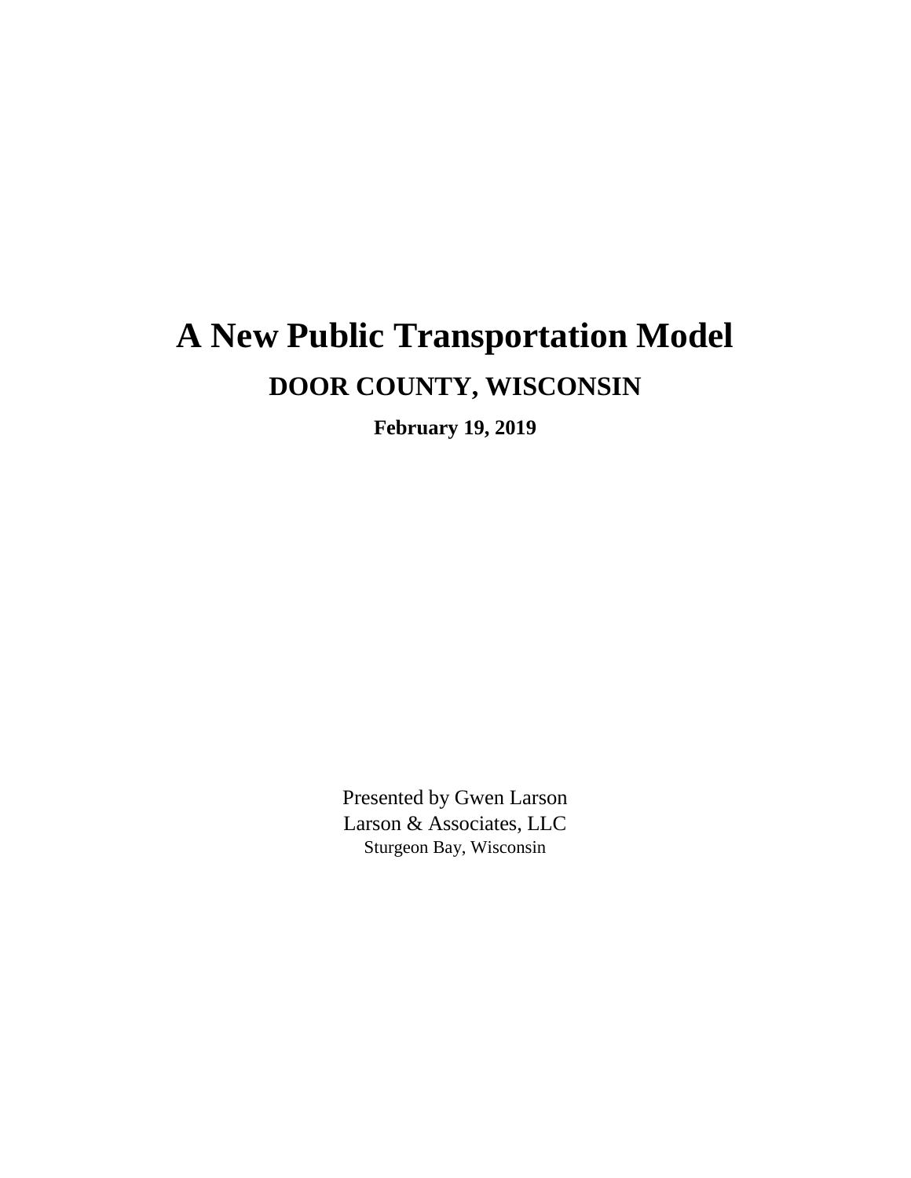# A New Public Transportation Model

## DOOR COUNTY, WISCONSIN

**February 19, 2019**

Presented by Gwen Larson
Larson & Associates, LLC
Sturgeon Bay, Wisconsin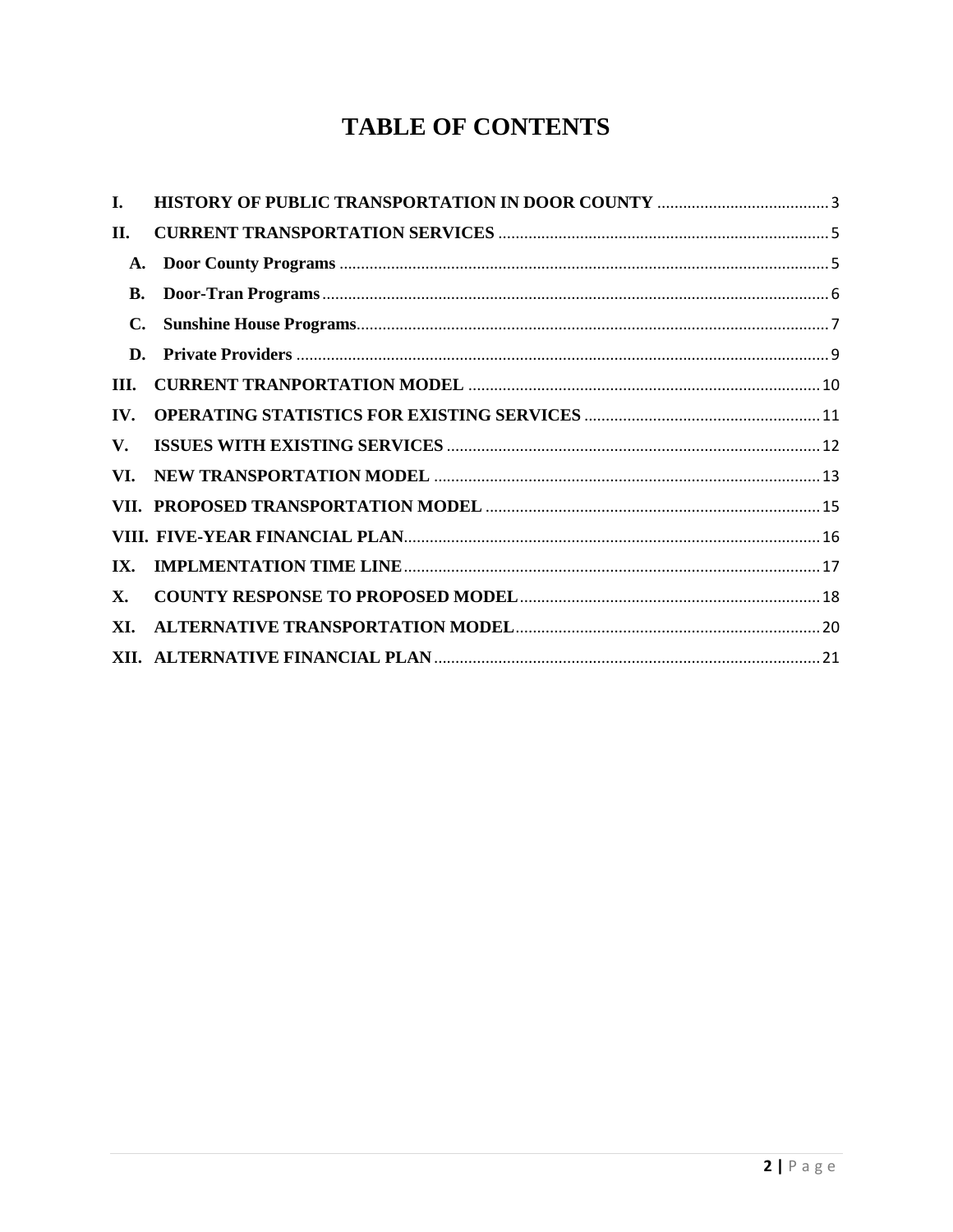# TABLE OF CONTENTS

I. **HISTORY OF PUBLIC TRANSPORTATION IN DOOR COUNTY** ........................................ 3

II. **CURRENT TRANSPORTATION SERVICES** ............................................................................ 5

- A. **Door County Programs** ................................................................................................. 5
- B. **Door-Tran Programs** ..................................................................................................... 6
- C. **Sunshine House Programs**............................................................................................. 7
- D. **Private Providers** ........................................................................................................... 9

III. **CURRENT TRANPORTATION MODEL** ................................................................................. 10

IV. **OPERATING STATISTICS FOR EXISTING SERVICES** ...................................................... 11

V. **ISSUES WITH EXISTING SERVICES** ..................................................................................... 12

VI. **NEW TRANSPORTATION MODEL** ......................................................................................... 13

VII. **PROPOSED TRANSPORTATION MODEL** ............................................................................. 15

VIII. **FIVE-YEAR FINANCIAL PLAN**................................................................................................. 16

IX. **IMPLMENTATION TIME LINE**................................................................................................. 17

X. **COUNTY RESPONSE TO PROPOSED MODEL**..................................................................... 18

XI. **ALTERNATIVE TRANSPORTATION MODEL**....................................................................... 20

XII. **ALTERNATIVE FINANCIAL PLAN**......................................................................................... 21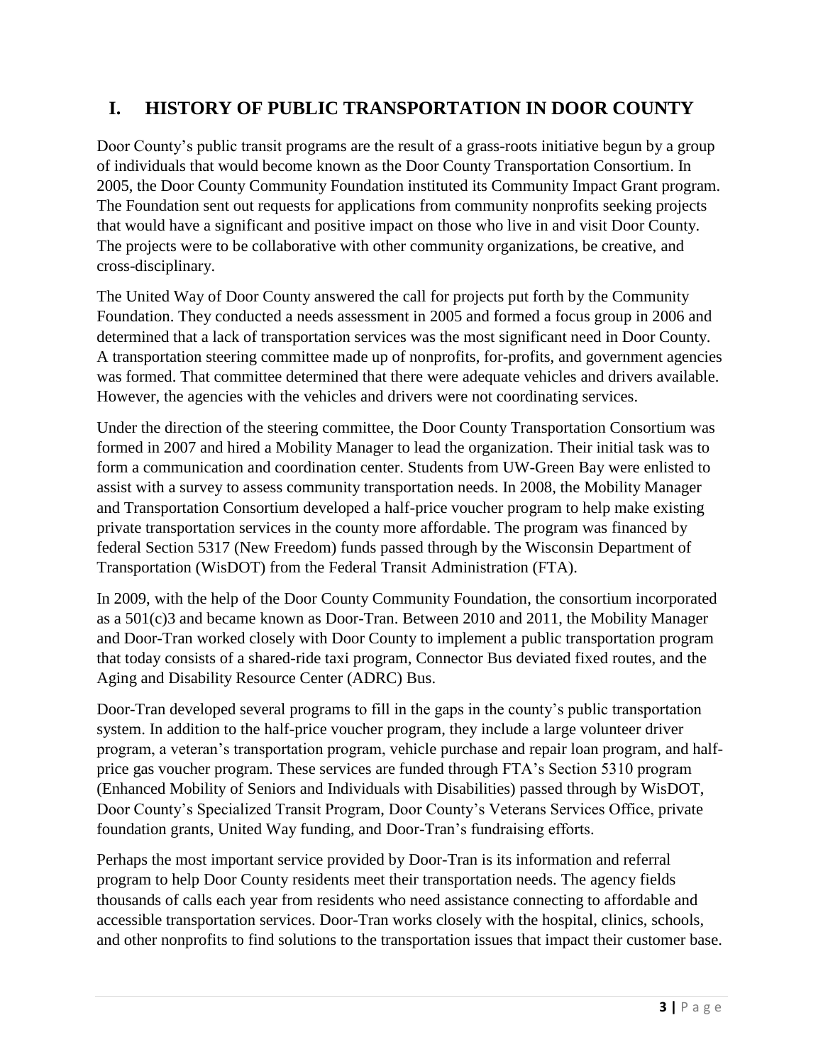# I. HISTORY OF PUBLIC TRANSPORTATION IN DOOR COUNTY

Door County's public transit programs are the result of a grass-roots initiative begun by a group of individuals that would become known as the Door County Transportation Consortium. In 2005, the Door County Community Foundation instituted its Community Impact Grant program. The Foundation sent out requests for applications from community nonprofits seeking projects that would have a significant and positive impact on those who live in and visit Door County. The projects were to be collaborative with other community organizations, be creative, and cross-disciplinary.

The United Way of Door County answered the call for projects put forth by the Community Foundation. They conducted a needs assessment in 2005 and formed a focus group in 2006 and determined that a lack of transportation services was the most significant need in Door County. A transportation steering committee made up of nonprofits, for-profits, and government agencies was formed. That committee determined that there were adequate vehicles and drivers available. However, the agencies with the vehicles and drivers were not coordinating services.

Under the direction of the steering committee, the Door County Transportation Consortium was formed in 2007 and hired a Mobility Manager to lead the organization. Their initial task was to form a communication and coordination center. Students from UW-Green Bay were enlisted to assist with a survey to assess community transportation needs. In 2008, the Mobility Manager and Transportation Consortium developed a half-price voucher program to help make existing private transportation services in the county more affordable. The program was financed by federal Section 5317 (New Freedom) funds passed through by the Wisconsin Department of Transportation (WisDOT) from the Federal Transit Administration (FTA).

In 2009, with the help of the Door County Community Foundation, the consortium incorporated as a 501(c)3 and became known as Door-Tran. Between 2010 and 2011, the Mobility Manager and Door-Tran worked closely with Door County to implement a public transportation program that today consists of a shared-ride taxi program, Connector Bus deviated fixed routes, and the Aging and Disability Resource Center (ADRC) Bus.

Door-Tran developed several programs to fill in the gaps in the county's public transportation system. In addition to the half-price voucher program, they include a large volunteer driver program, a veteran's transportation program, vehicle purchase and repair loan program, and half-price gas voucher program. These services are funded through FTA's Section 5310 program (Enhanced Mobility of Seniors and Individuals with Disabilities) passed through by WisDOT, Door County's Specialized Transit Program, Door County's Veterans Services Office, private foundation grants, United Way funding, and Door-Tran's fundraising efforts.

Perhaps the most important service provided by Door-Tran is its information and referral program to help Door County residents meet their transportation needs. The agency fields thousands of calls each year from residents who need assistance connecting to affordable and accessible transportation services. Door-Tran works closely with the hospital, clinics, schools, and other nonprofits to find solutions to the transportation issues that impact their customer base.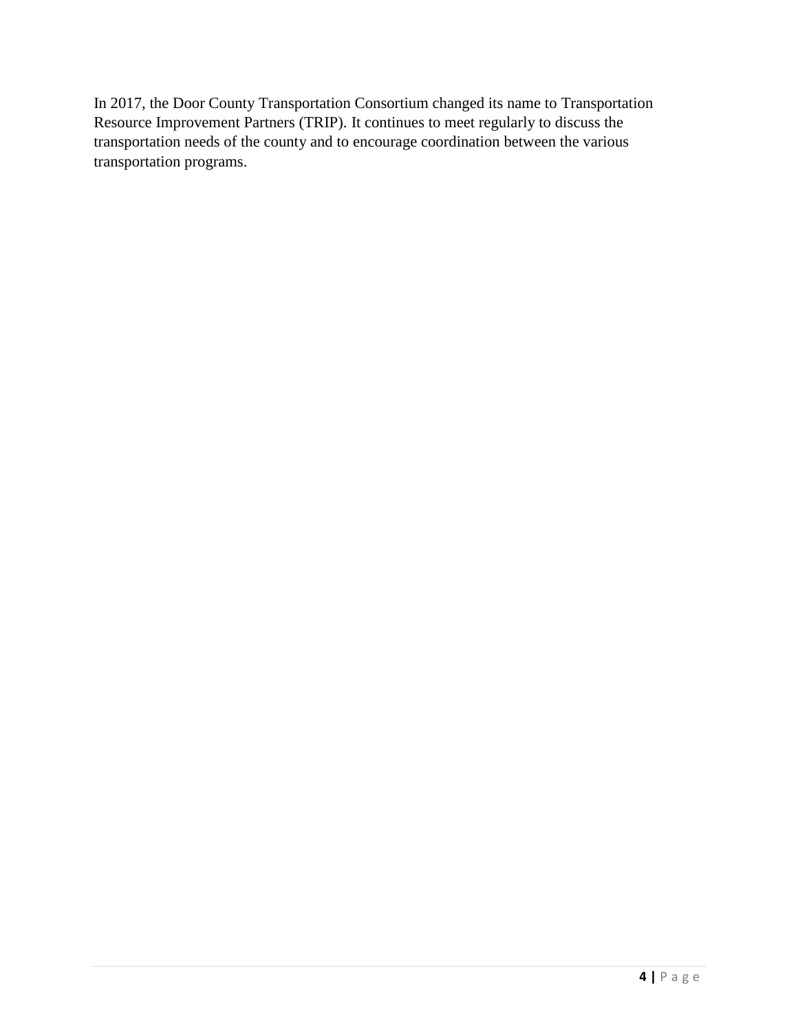In 2017, the Door County Transportation Consortium changed its name to Transportation Resource Improvement Partners (TRIP). It continues to meet regularly to discuss the transportation needs of the county and to encourage coordination between the various transportation programs.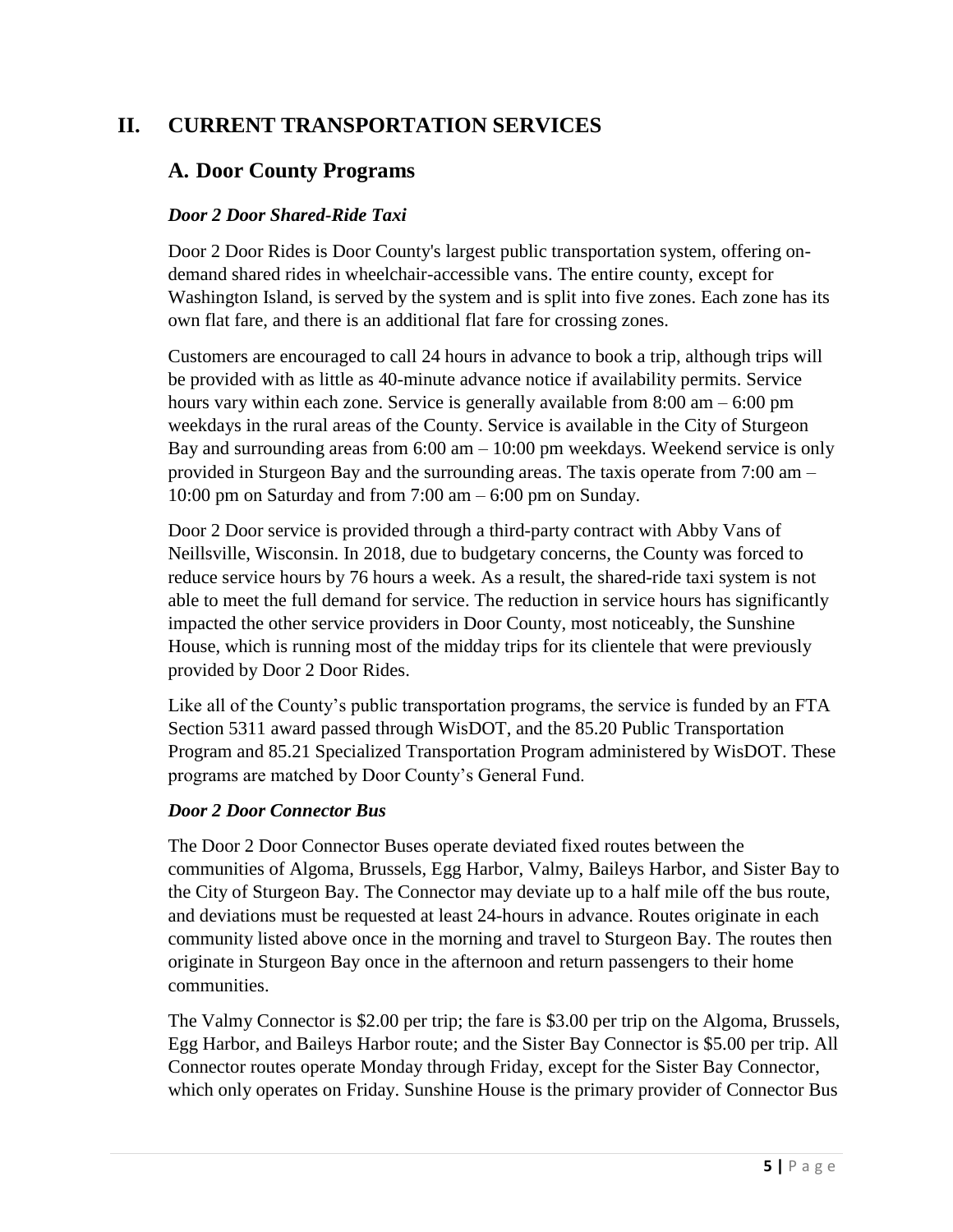# II. CURRENT TRANSPORTATION SERVICES

## A. Door County Programs

### *Door 2 Door Shared-Ride Taxi*

Door 2 Door Rides is Door County's largest public transportation system, offering on-demand shared rides in wheelchair-accessible vans. The entire county, except for Washington Island, is served by the system and is split into five zones. Each zone has its own flat fare, and there is an additional flat fare for crossing zones.

Customers are encouraged to call 24 hours in advance to book a trip, although trips will be provided with as little as 40-minute advance notice if availability permits. Service hours vary within each zone. Service is generally available from 8:00 am – 6:00 pm weekdays in the rural areas of the County. Service is available in the City of Sturgeon Bay and surrounding areas from 6:00 am – 10:00 pm weekdays. Weekend service is only provided in Sturgeon Bay and the surrounding areas. The taxis operate from 7:00 am – 10:00 pm on Saturday and from 7:00 am – 6:00 pm on Sunday.

Door 2 Door service is provided through a third-party contract with Abby Vans of Neillsville, Wisconsin. In 2018, due to budgetary concerns, the County was forced to reduce service hours by 76 hours a week. As a result, the shared-ride taxi system is not able to meet the full demand for service. The reduction in service hours has significantly impacted the other service providers in Door County, most noticeably, the Sunshine House, which is running most of the midday trips for its clientele that were previously provided by Door 2 Door Rides.

Like all of the County's public transportation programs, the service is funded by an FTA Section 5311 award passed through WisDOT, and the 85.20 Public Transportation Program and 85.21 Specialized Transportation Program administered by WisDOT. These programs are matched by Door County's General Fund.

### *Door 2 Door Connector Bus*

The Door 2 Door Connector Buses operate deviated fixed routes between the communities of Algoma, Brussels, Egg Harbor, Valmy, Baileys Harbor, and Sister Bay to the City of Sturgeon Bay. The Connector may deviate up to a half mile off the bus route, and deviations must be requested at least 24-hours in advance. Routes originate in each community listed above once in the morning and travel to Sturgeon Bay. The routes then originate in Sturgeon Bay once in the afternoon and return passengers to their home communities.

The Valmy Connector is $2.00 per trip; the fare is $3.00 per trip on the Algoma, Brussels, Egg Harbor, and Baileys Harbor route; and the Sister Bay Connector is $5.00 per trip. All Connector routes operate Monday through Friday, except for the Sister Bay Connector, which only operates on Friday. Sunshine House is the primary provider of Connector Bus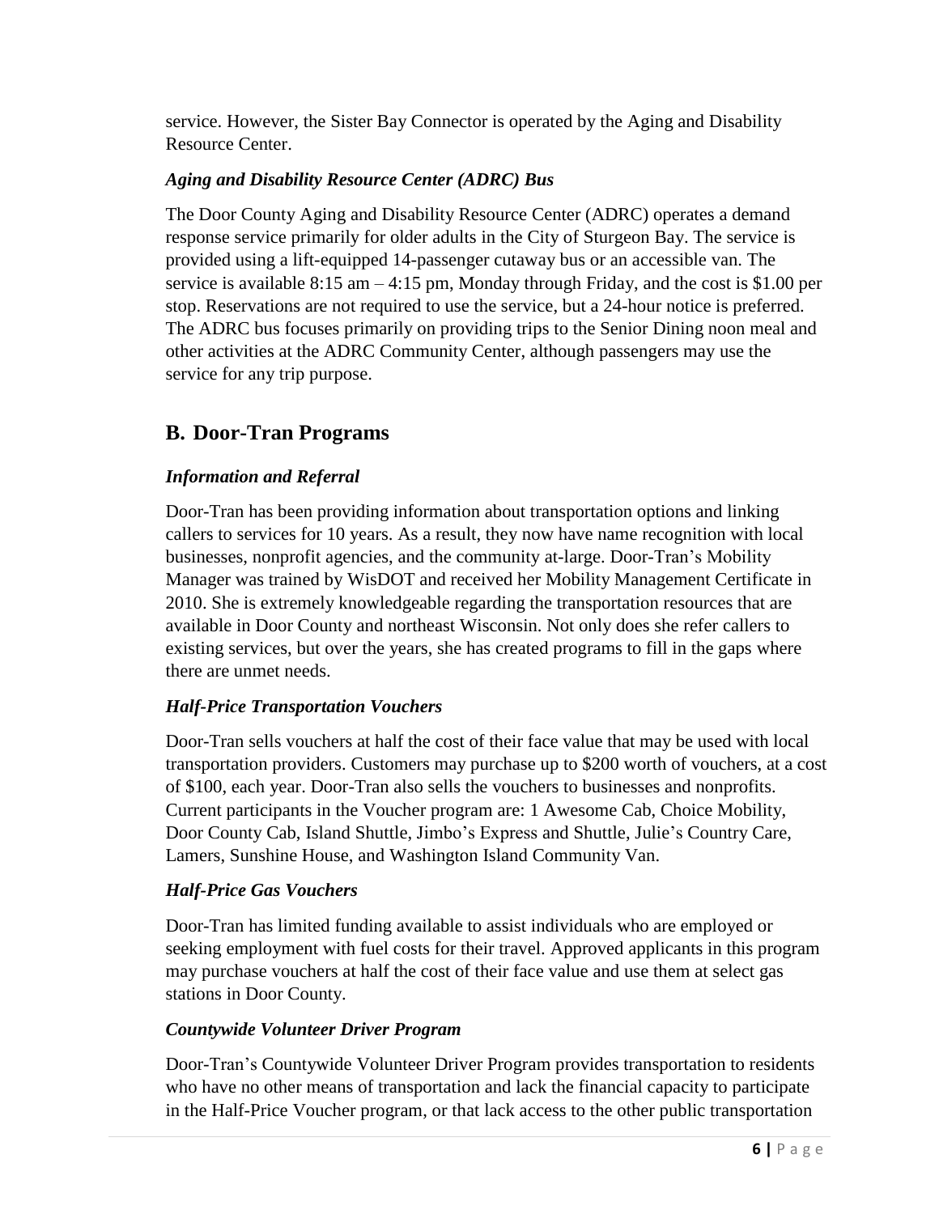service. However, the Sister Bay Connector is operated by the Aging and Disability Resource Center.

### *Aging and Disability Resource Center (ADRC) Bus*

The Door County Aging and Disability Resource Center (ADRC) operates a demand response service primarily for older adults in the City of Sturgeon Bay. The service is provided using a lift-equipped 14-passenger cutaway bus or an accessible van. The service is available 8:15 am – 4:15 pm, Monday through Friday, and the cost is $1.00 per stop. Reservations are not required to use the service, but a 24-hour notice is preferred. The ADRC bus focuses primarily on providing trips to the Senior Dining noon meal and other activities at the ADRC Community Center, although passengers may use the service for any trip purpose.

## B. Door-Tran Programs

### *Information and Referral*

Door-Tran has been providing information about transportation options and linking callers to services for 10 years. As a result, they now have name recognition with local businesses, nonprofit agencies, and the community at-large. Door-Tran's Mobility Manager was trained by WisDOT and received her Mobility Management Certificate in 2010. She is extremely knowledgeable regarding the transportation resources that are available in Door County and northeast Wisconsin. Not only does she refer callers to existing services, but over the years, she has created programs to fill in the gaps where there are unmet needs.

### *Half-Price Transportation Vouchers*

Door-Tran sells vouchers at half the cost of their face value that may be used with local transportation providers. Customers may purchase up to $200 worth of vouchers, at a cost of $100, each year. Door-Tran also sells the vouchers to businesses and nonprofits. Current participants in the Voucher program are: 1 Awesome Cab, Choice Mobility, Door County Cab, Island Shuttle, Jimbo's Express and Shuttle, Julie's Country Care, Lamers, Sunshine House, and Washington Island Community Van.

### *Half-Price Gas Vouchers*

Door-Tran has limited funding available to assist individuals who are employed or seeking employment with fuel costs for their travel. Approved applicants in this program may purchase vouchers at half the cost of their face value and use them at select gas stations in Door County.

### *Countywide Volunteer Driver Program*

Door-Tran's Countywide Volunteer Driver Program provides transportation to residents who have no other means of transportation and lack the financial capacity to participate in the Half-Price Voucher program, or that lack access to the other public transportation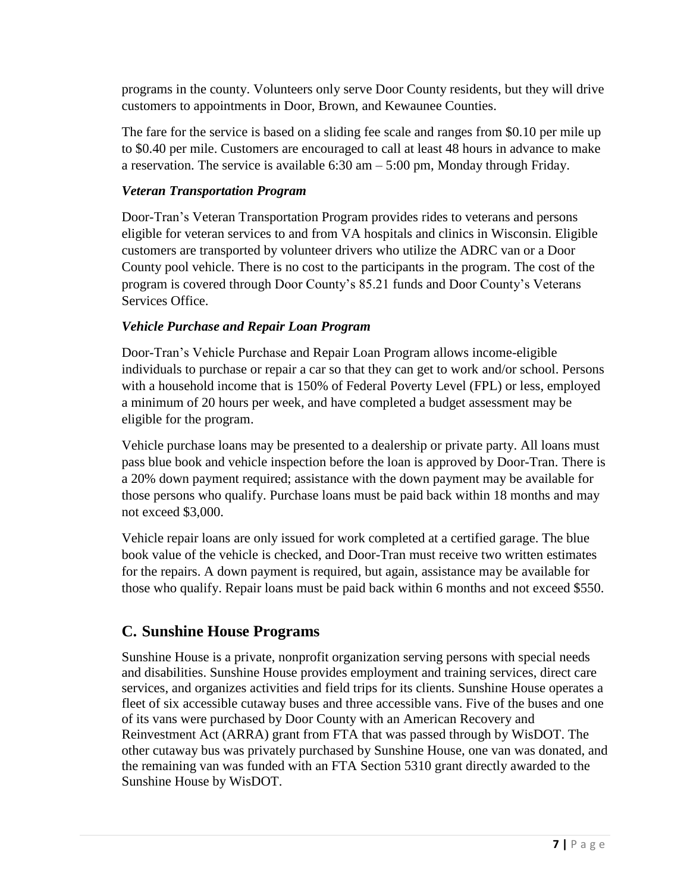programs in the county. Volunteers only serve Door County residents, but they will drive customers to appointments in Door, Brown, and Kewaunee Counties.

The fare for the service is based on a sliding fee scale and ranges from $0.10 per mile up to $0.40 per mile. Customers are encouraged to call at least 48 hours in advance to make a reservation. The service is available 6:30 am – 5:00 pm, Monday through Friday.

### *Veteran Transportation Program*

Door-Tran's Veteran Transportation Program provides rides to veterans and persons eligible for veteran services to and from VA hospitals and clinics in Wisconsin. Eligible customers are transported by volunteer drivers who utilize the ADRC van or a Door County pool vehicle. There is no cost to the participants in the program. The cost of the program is covered through Door County's 85.21 funds and Door County's Veterans Services Office.

### *Vehicle Purchase and Repair Loan Program*

Door-Tran's Vehicle Purchase and Repair Loan Program allows income-eligible individuals to purchase or repair a car so that they can get to work and/or school. Persons with a household income that is 150% of Federal Poverty Level (FPL) or less, employed a minimum of 20 hours per week, and have completed a budget assessment may be eligible for the program.

Vehicle purchase loans may be presented to a dealership or private party. All loans must pass blue book and vehicle inspection before the loan is approved by Door-Tran. There is a 20% down payment required; assistance with the down payment may be available for those persons who qualify. Purchase loans must be paid back within 18 months and may not exceed $3,000.

Vehicle repair loans are only issued for work completed at a certified garage. The blue book value of the vehicle is checked, and Door-Tran must receive two written estimates for the repairs. A down payment is required, but again, assistance may be available for those who qualify. Repair loans must be paid back within 6 months and not exceed $550.

## C. Sunshine House Programs

Sunshine House is a private, nonprofit organization serving persons with special needs and disabilities. Sunshine House provides employment and training services, direct care services, and organizes activities and field trips for its clients. Sunshine House operates a fleet of six accessible cutaway buses and three accessible vans. Five of the buses and one of its vans were purchased by Door County with an American Recovery and Reinvestment Act (ARRA) grant from FTA that was passed through by WisDOT. The other cutaway bus was privately purchased by Sunshine House, one van was donated, and the remaining van was funded with an FTA Section 5310 grant directly awarded to the Sunshine House by WisDOT.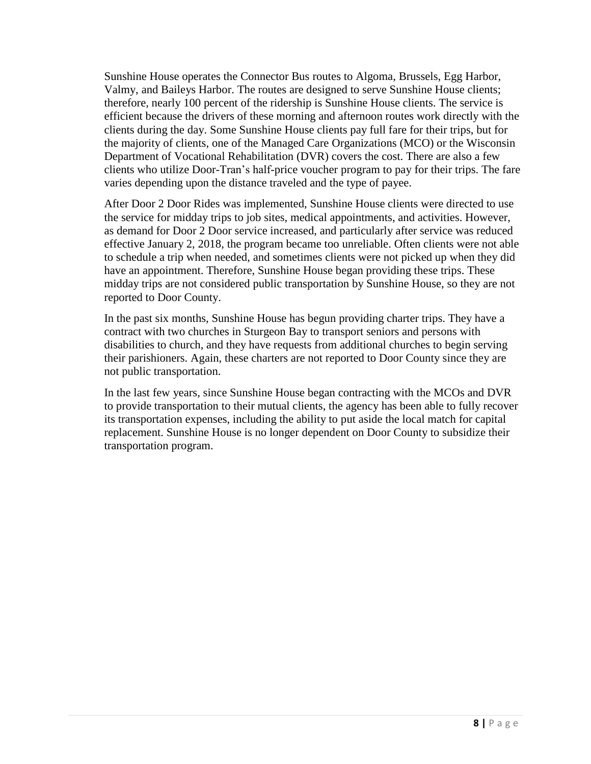Sunshine House operates the Connector Bus routes to Algoma, Brussels, Egg Harbor, Valmy, and Baileys Harbor. The routes are designed to serve Sunshine House clients; therefore, nearly 100 percent of the ridership is Sunshine House clients. The service is efficient because the drivers of these morning and afternoon routes work directly with the clients during the day. Some Sunshine House clients pay full fare for their trips, but for the majority of clients, one of the Managed Care Organizations (MCO) or the Wisconsin Department of Vocational Rehabilitation (DVR) covers the cost. There are also a few clients who utilize Door-Tran's half-price voucher program to pay for their trips. The fare varies depending upon the distance traveled and the type of payee.

After Door 2 Door Rides was implemented, Sunshine House clients were directed to use the service for midday trips to job sites, medical appointments, and activities. However, as demand for Door 2 Door service increased, and particularly after service was reduced effective January 2, 2018, the program became too unreliable. Often clients were not able to schedule a trip when needed, and sometimes clients were not picked up when they did have an appointment. Therefore, Sunshine House began providing these trips. These midday trips are not considered public transportation by Sunshine House, so they are not reported to Door County.

In the past six months, Sunshine House has begun providing charter trips. They have a contract with two churches in Sturgeon Bay to transport seniors and persons with disabilities to church, and they have requests from additional churches to begin serving their parishioners. Again, these charters are not reported to Door County since they are not public transportation.

In the last few years, since Sunshine House began contracting with the MCOs and DVR to provide transportation to their mutual clients, the agency has been able to fully recover its transportation expenses, including the ability to put aside the local match for capital replacement. Sunshine House is no longer dependent on Door County to subsidize their transportation program.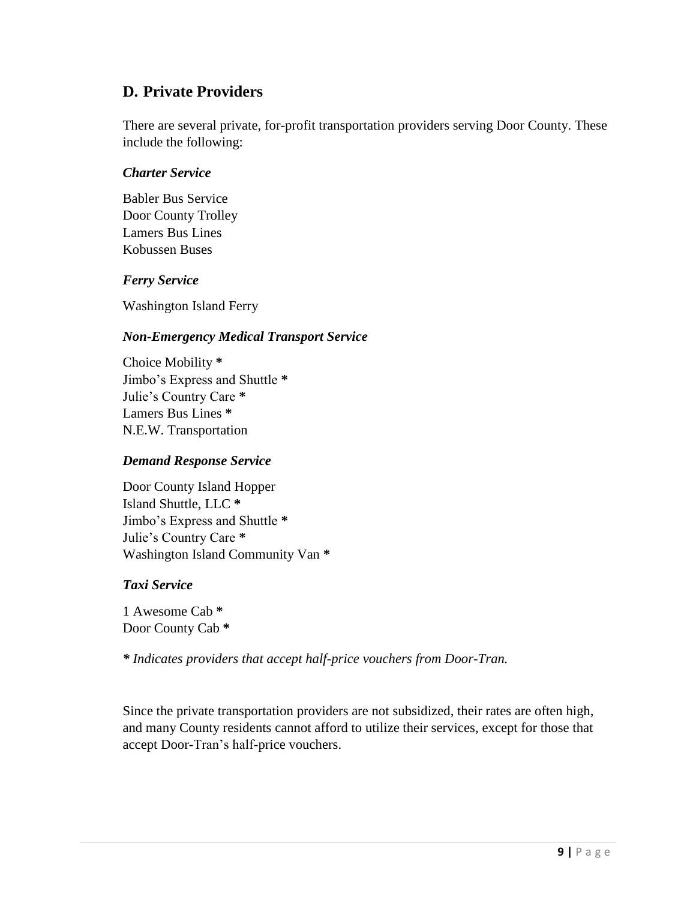## D. Private Providers

There are several private, for-profit transportation providers serving Door County. These include the following:

### *Charter Service*

Babler Bus Service
Door County Trolley
Lamers Bus Lines
Kobussen Buses

### *Ferry Service*

Washington Island Ferry

### *Non-Emergency Medical Transport Service*

Choice Mobility **\***
Jimbo's Express and Shuttle **\***
Julie's Country Care **\***
Lamers Bus Lines **\***
N.E.W. Transportation

### *Demand Response Service*

Door County Island Hopper
Island Shuttle, LLC **\***
Jimbo's Express and Shuttle **\***
Julie's Country Care **\***
Washington Island Community Van **\***

### *Taxi Service*

1 Awesome Cab **\***
Door County Cab **\***

***\* Indicates providers that accept half-price vouchers from Door-Tran.***

Since the private transportation providers are not subsidized, their rates are often high, and many County residents cannot afford to utilize their services, except for those that accept Door-Tran's half-price vouchers.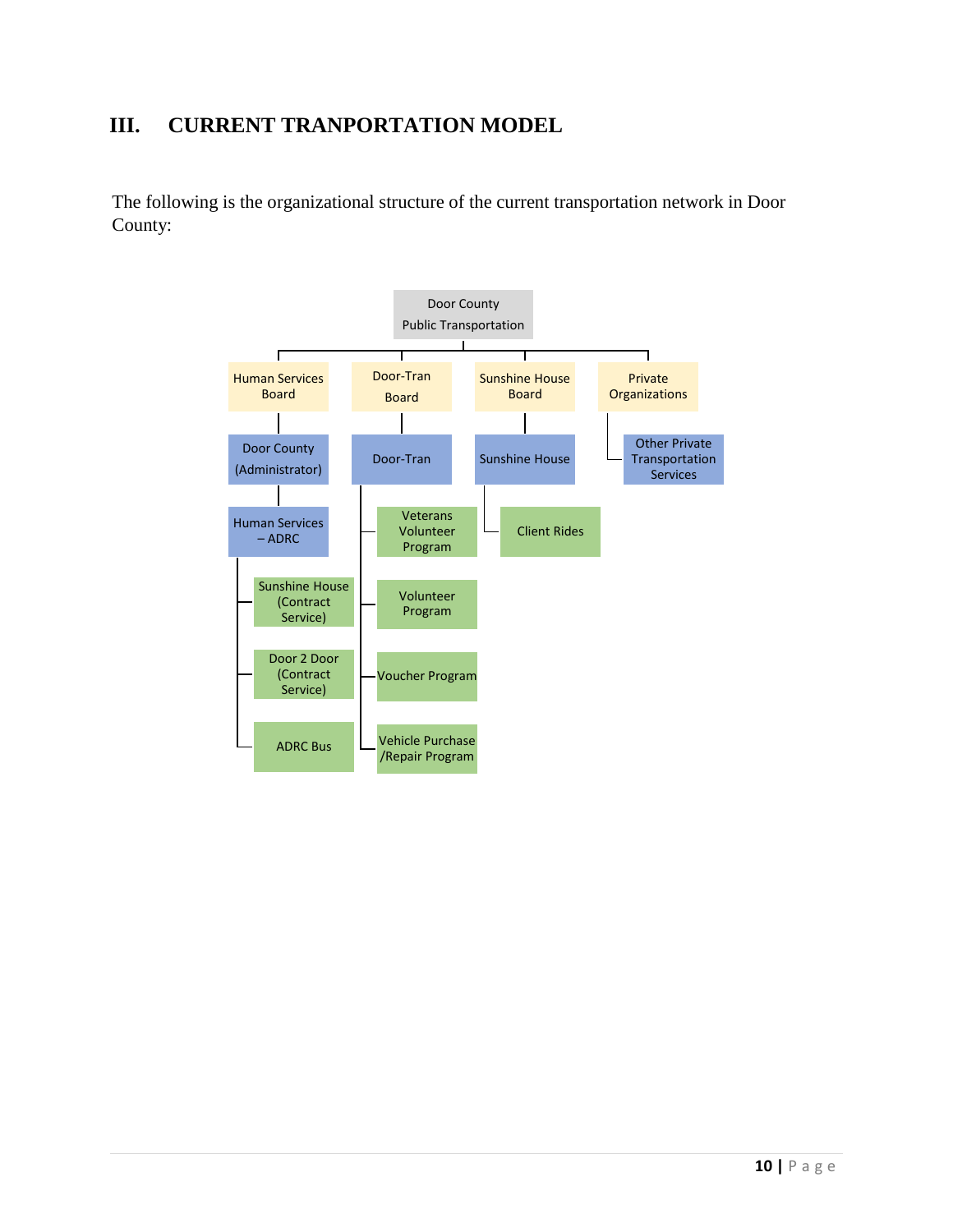# III. CURRENT TRANPORTATION MODEL

The following is the organizational structure of the current transportation network in Door County:

- Door County Public Transportation
  - Human Services Board
    - Door County (Administrator)
      - Human Services – ADRC
        - Sunshine House (Contract Service)
        - Door 2 Door (Contract Service)
        - ADRC Bus
  - Door-Tran Board
    - Door-Tran
      - Veterans Volunteer Program
      - Volunteer Program
      - Voucher Program
      - Vehicle Purchase /Repair Program
  - Sunshine House Board
    - Sunshine House
      - Client Rides
  - Private Organizations
    - Other Private Transportation Services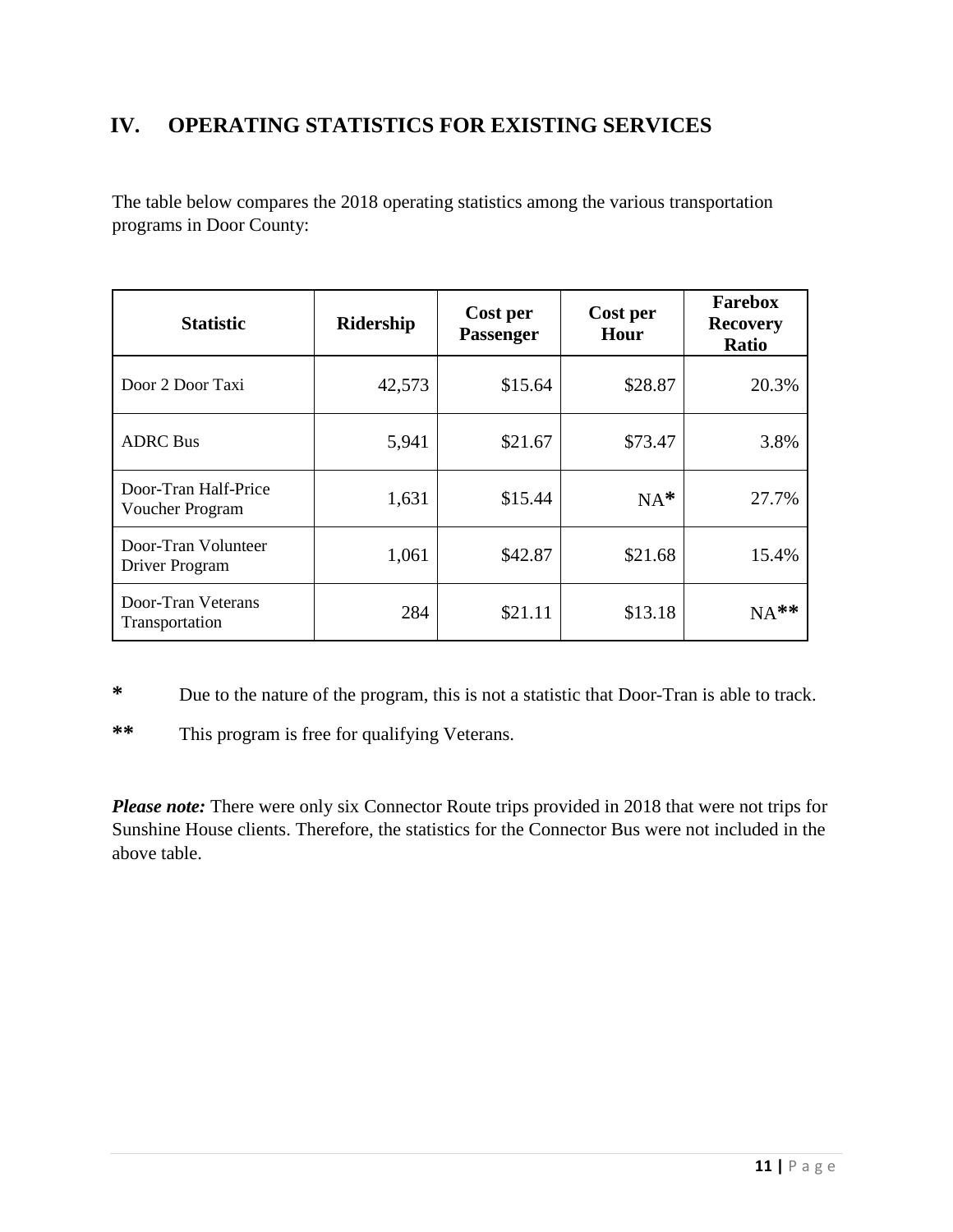## IV. OPERATING STATISTICS FOR EXISTING SERVICES

The table below compares the 2018 operating statistics among the various transportation programs in Door County:

| Statistic | Ridership | Cost per Passenger | Cost per Hour | Farebox Recovery Ratio |
|---|---|---|---|---|
| Door 2 Door Taxi | 42,573 | $15.64 | $28.87 | 20.3% |
| ADRC Bus | 5,941 | $21.67 | $73.47 | 3.8% |
| Door-Tran Half-Price Voucher Program | 1,631 | $15.44 | NA* | 27.7% |
| Door-Tran Volunteer Driver Program | 1,061 | $42.87 | $21.68 | 15.4% |
| Door-Tran Veterans Transportation | 284 | $21.11 | $13.18 | NA** |

\* Due to the nature of the program, this is not a statistic that Door-Tran is able to track.

\*\* This program is free for qualifying Veterans.

***Please note:*** There were only six Connector Route trips provided in 2018 that were not trips for Sunshine House clients. Therefore, the statistics for the Connector Bus were not included in the above table.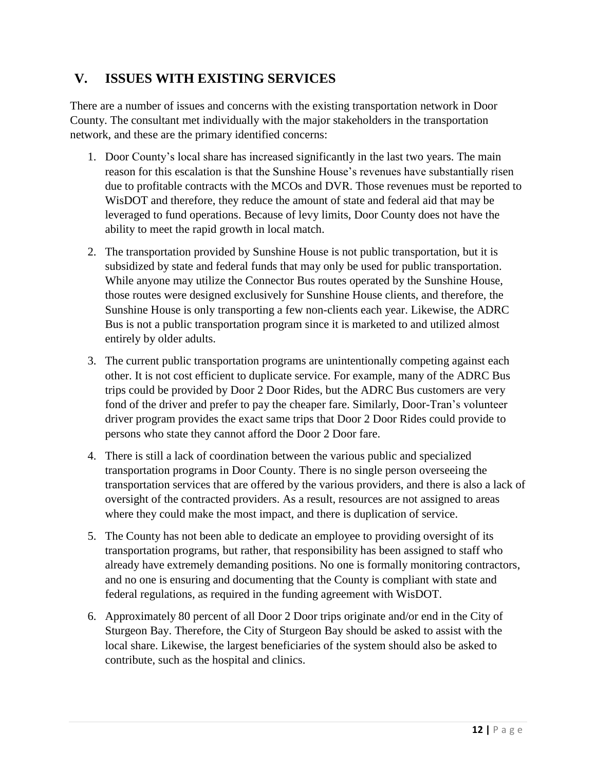## V. ISSUES WITH EXISTING SERVICES

There are a number of issues and concerns with the existing transportation network in Door County. The consultant met individually with the major stakeholders in the transportation network, and these are the primary identified concerns:

1. Door County's local share has increased significantly in the last two years. The main reason for this escalation is that the Sunshine House's revenues have substantially risen due to profitable contracts with the MCOs and DVR. Those revenues must be reported to WisDOT and therefore, they reduce the amount of state and federal aid that may be leveraged to fund operations. Because of levy limits, Door County does not have the ability to meet the rapid growth in local match.
2. The transportation provided by Sunshine House is not public transportation, but it is subsidized by state and federal funds that may only be used for public transportation. While anyone may utilize the Connector Bus routes operated by the Sunshine House, those routes were designed exclusively for Sunshine House clients, and therefore, the Sunshine House is only transporting a few non-clients each year. Likewise, the ADRC Bus is not a public transportation program since it is marketed to and utilized almost entirely by older adults.
3. The current public transportation programs are unintentionally competing against each other. It is not cost efficient to duplicate service. For example, many of the ADRC Bus trips could be provided by Door 2 Door Rides, but the ADRC Bus customers are very fond of the driver and prefer to pay the cheaper fare. Similarly, Door-Tran's volunteer driver program provides the exact same trips that Door 2 Door Rides could provide to persons who state they cannot afford the Door 2 Door fare.
4. There is still a lack of coordination between the various public and specialized transportation programs in Door County. There is no single person overseeing the transportation services that are offered by the various providers, and there is also a lack of oversight of the contracted providers. As a result, resources are not assigned to areas where they could make the most impact, and there is duplication of service.
5. The County has not been able to dedicate an employee to providing oversight of its transportation programs, but rather, that responsibility has been assigned to staff who already have extremely demanding positions. No one is formally monitoring contractors, and no one is ensuring and documenting that the County is compliant with state and federal regulations, as required in the funding agreement with WisDOT.
6. Approximately 80 percent of all Door 2 Door trips originate and/or end in the City of Sturgeon Bay. Therefore, the City of Sturgeon Bay should be asked to assist with the local share. Likewise, the largest beneficiaries of the system should also be asked to contribute, such as the hospital and clinics.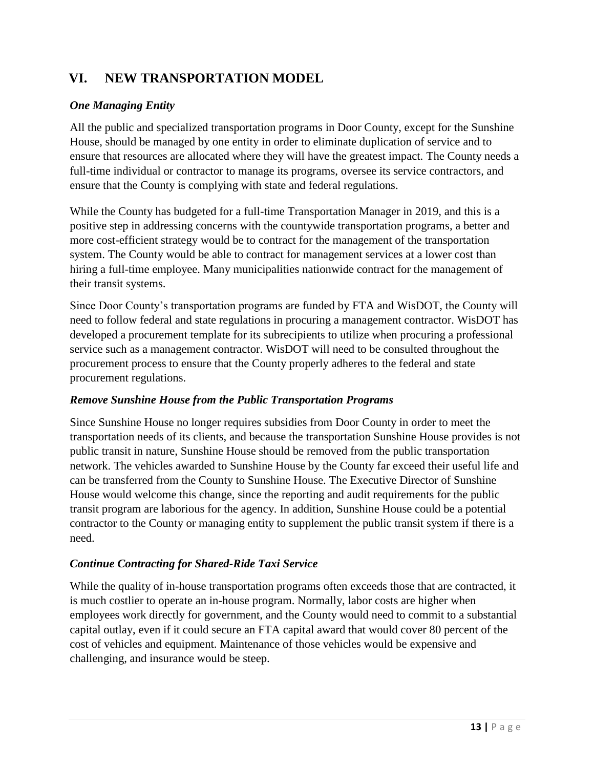## VI. NEW TRANSPORTATION MODEL

### *One Managing Entity*

All the public and specialized transportation programs in Door County, except for the Sunshine House, should be managed by one entity in order to eliminate duplication of service and to ensure that resources are allocated where they will have the greatest impact. The County needs a full-time individual or contractor to manage its programs, oversee its service contractors, and ensure that the County is complying with state and federal regulations.

While the County has budgeted for a full-time Transportation Manager in 2019, and this is a positive step in addressing concerns with the countywide transportation programs, a better and more cost-efficient strategy would be to contract for the management of the transportation system. The County would be able to contract for management services at a lower cost than hiring a full-time employee. Many municipalities nationwide contract for the management of their transit systems.

Since Door County's transportation programs are funded by FTA and WisDOT, the County will need to follow federal and state regulations in procuring a management contractor. WisDOT has developed a procurement template for its subrecipients to utilize when procuring a professional service such as a management contractor. WisDOT will need to be consulted throughout the procurement process to ensure that the County properly adheres to the federal and state procurement regulations.

### *Remove Sunshine House from the Public Transportation Programs*

Since Sunshine House no longer requires subsidies from Door County in order to meet the transportation needs of its clients, and because the transportation Sunshine House provides is not public transit in nature, Sunshine House should be removed from the public transportation network. The vehicles awarded to Sunshine House by the County far exceed their useful life and can be transferred from the County to Sunshine House. The Executive Director of Sunshine House would welcome this change, since the reporting and audit requirements for the public transit program are laborious for the agency. In addition, Sunshine House could be a potential contractor to the County or managing entity to supplement the public transit system if there is a need.

### *Continue Contracting for Shared-Ride Taxi Service*

While the quality of in-house transportation programs often exceeds those that are contracted, it is much costlier to operate an in-house program. Normally, labor costs are higher when employees work directly for government, and the County would need to commit to a substantial capital outlay, even if it could secure an FTA capital award that would cover 80 percent of the cost of vehicles and equipment. Maintenance of those vehicles would be expensive and challenging, and insurance would be steep.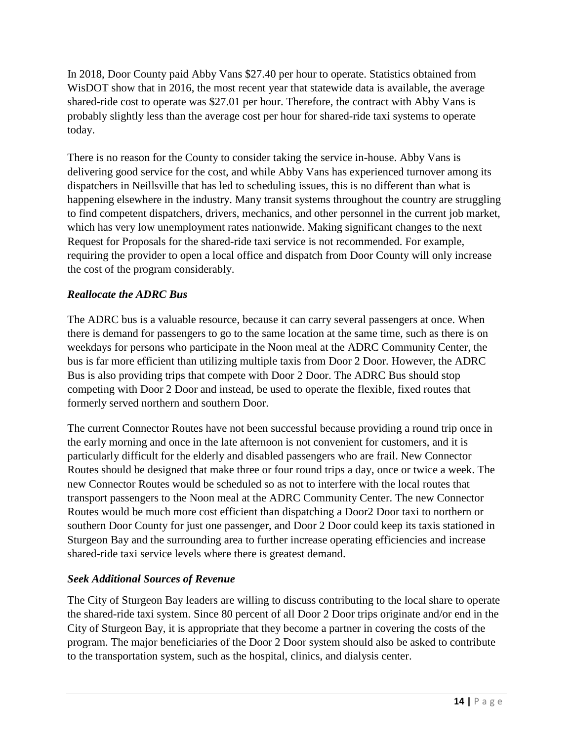In 2018, Door County paid Abby Vans $27.40 per hour to operate. Statistics obtained from WisDOT show that in 2016, the most recent year that statewide data is available, the average shared-ride cost to operate was $27.01 per hour. Therefore, the contract with Abby Vans is probably slightly less than the average cost per hour for shared-ride taxi systems to operate today.

There is no reason for the County to consider taking the service in-house. Abby Vans is delivering good service for the cost, and while Abby Vans has experienced turnover among its dispatchers in Neillsville that has led to scheduling issues, this is no different than what is happening elsewhere in the industry. Many transit systems throughout the country are struggling to find competent dispatchers, drivers, mechanics, and other personnel in the current job market, which has very low unemployment rates nationwide. Making significant changes to the next Request for Proposals for the shared-ride taxi service is not recommended. For example, requiring the provider to open a local office and dispatch from Door County will only increase the cost of the program considerably.

### *Reallocate the ADRC Bus*

The ADRC bus is a valuable resource, because it can carry several passengers at once. When there is demand for passengers to go to the same location at the same time, such as there is on weekdays for persons who participate in the Noon meal at the ADRC Community Center, the bus is far more efficient than utilizing multiple taxis from Door 2 Door. However, the ADRC Bus is also providing trips that compete with Door 2 Door. The ADRC Bus should stop competing with Door 2 Door and instead, be used to operate the flexible, fixed routes that formerly served northern and southern Door.

The current Connector Routes have not been successful because providing a round trip once in the early morning and once in the late afternoon is not convenient for customers, and it is particularly difficult for the elderly and disabled passengers who are frail. New Connector Routes should be designed that make three or four round trips a day, once or twice a week. The new Connector Routes would be scheduled so as not to interfere with the local routes that transport passengers to the Noon meal at the ADRC Community Center. The new Connector Routes would be much more cost efficient than dispatching a Door2 Door taxi to northern or southern Door County for just one passenger, and Door 2 Door could keep its taxis stationed in Sturgeon Bay and the surrounding area to further increase operating efficiencies and increase shared-ride taxi service levels where there is greatest demand.

### *Seek Additional Sources of Revenue*

The City of Sturgeon Bay leaders are willing to discuss contributing to the local share to operate the shared-ride taxi system. Since 80 percent of all Door 2 Door trips originate and/or end in the City of Sturgeon Bay, it is appropriate that they become a partner in covering the costs of the program. The major beneficiaries of the Door 2 Door system should also be asked to contribute to the transportation system, such as the hospital, clinics, and dialysis center.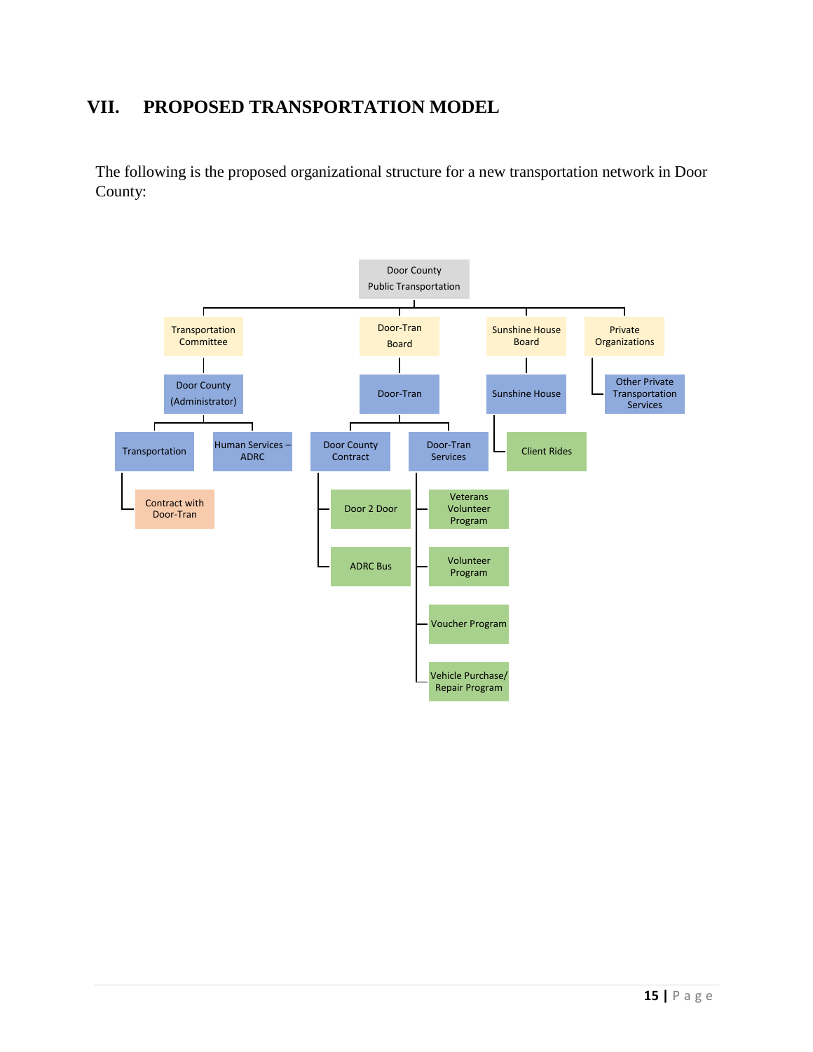## VII. PROPOSED TRANSPORTATION MODEL

The following is the proposed organizational structure for a new transportation network in Door County:

- Door County Public Transportation
  - Transportation Committee
    - Door County (Administrator)
      - Transportation
        - Contract with Door-Tran
      - Human Services – ADRC
  - Door-Tran Board
    - Door-Tran
      - Door County Contract
        - Door 2 Door
        - ADRC Bus
      - Door-Tran Services
        - Veterans Volunteer Program
        - Volunteer Program
        - Voucher Program
        - Vehicle Purchase/ Repair Program
  - Sunshine House Board
    - Sunshine House
      - Client Rides
  - Private Organizations
    - Other Private Transportation Services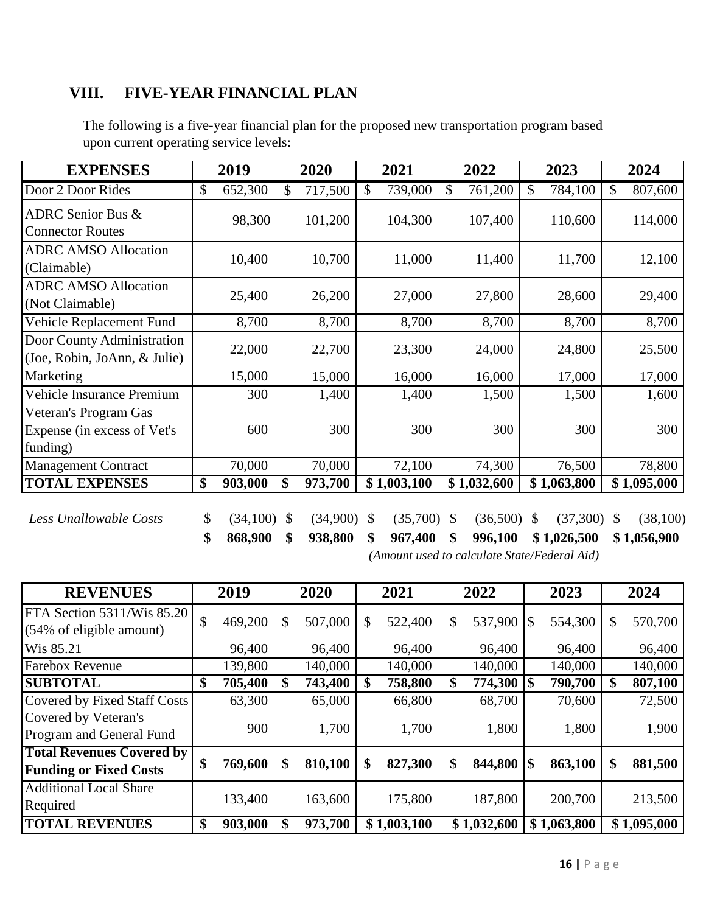## VIII. FIVE-YEAR FINANCIAL PLAN

The following is a five-year financial plan for the proposed new transportation program based upon current operating service levels:

| EXPENSES | 2019 | 2020 | 2021 | 2022 | 2023 | 2024 |
|---|---|---|---|---|---|---|
| Door 2 Door Rides | $ 652,300 | $ 717,500 | $ 739,000 | $ 761,200 | $ 784,100 | $ 807,600 |
| ADRC Senior Bus & Connector Routes | 98,300 | 101,200 | 104,300 | 107,400 | 110,600 | 114,000 |
| ADRC AMSO Allocation (Claimable) | 10,400 | 10,700 | 11,000 | 11,400 | 11,700 | 12,100 |
| ADRC AMSO Allocation (Not Claimable) | 25,400 | 26,200 | 27,000 | 27,800 | 28,600 | 29,400 |
| Vehicle Replacement Fund | 8,700 | 8,700 | 8,700 | 8,700 | 8,700 | 8,700 |
| Door County Administration (Joe, Robin, JoAnn, & Julie) | 22,000 | 22,700 | 23,300 | 24,000 | 24,800 | 25,500 |
| Marketing | 15,000 | 15,000 | 16,000 | 16,000 | 17,000 | 17,000 |
| Vehicle Insurance Premium | 300 | 1,400 | 1,400 | 1,500 | 1,500 | 1,600 |
| Veteran's Program Gas Expense (in excess of Vet's funding) | 600 | 300 | 300 | 300 | 300 | 300 |
| Management Contract | 70,000 | 70,000 | 72,100 | 74,300 | 76,500 | 78,800 |
| **TOTAL EXPENSES** | **$ 903,000** | **$ 973,700** | **$ 1,003,100** | **$ 1,032,600** | **$ 1,063,800** | **$ 1,095,000** |
| *Less Unallowable Costs* | $ (34,100) | $ (34,900) | $ (35,700) | $ (36,500) | $ (37,300) | $ (38,100) |
| | **$ 868,900** | **$ 938,800** | **$ 967,400** | **$ 996,100** | **$ 1,026,500** | **$ 1,056,900** |

*(Amount used to calculate State/Federal Aid)*

| REVENUES | 2019 | 2020 | 2021 | 2022 | 2023 | 2024 |
|---|---|---|---|---|---|---|
| FTA Section 5311/Wis 85.20 (54% of eligible amount) | $ 469,200 | $ 507,000 | $ 522,400 | $ 537,900 | $ 554,300 | $ 570,700 |
| Wis 85.21 | 96,400 | 96,400 | 96,400 | 96,400 | 96,400 | 96,400 |
| Farebox Revenue | 139,800 | 140,000 | 140,000 | 140,000 | 140,000 | 140,000 |
| **SUBTOTAL** | **$ 705,400** | **$ 743,400** | **$ 758,800** | **$ 774,300** | **$ 790,700** | **$ 807,100** |
| Covered by Fixed Staff Costs | 63,300 | 65,000 | 66,800 | 68,700 | 70,600 | 72,500 |
| Covered by Veteran's Program and General Fund | 900 | 1,700 | 1,700 | 1,800 | 1,800 | 1,900 |
| **Total Revenues Covered by Funding or Fixed Costs** | **$ 769,600** | **$ 810,100** | **$ 827,300** | **$ 844,800** | **$ 863,100** | **$ 881,500** |
| Additional Local Share Required | 133,400 | 163,600 | 175,800 | 187,800 | 200,700 | 213,500 |
| **TOTAL REVENUES** | **$ 903,000** | **$ 973,700** | **$ 1,003,100** | **$ 1,032,600** | **$ 1,063,800** | **$ 1,095,000** |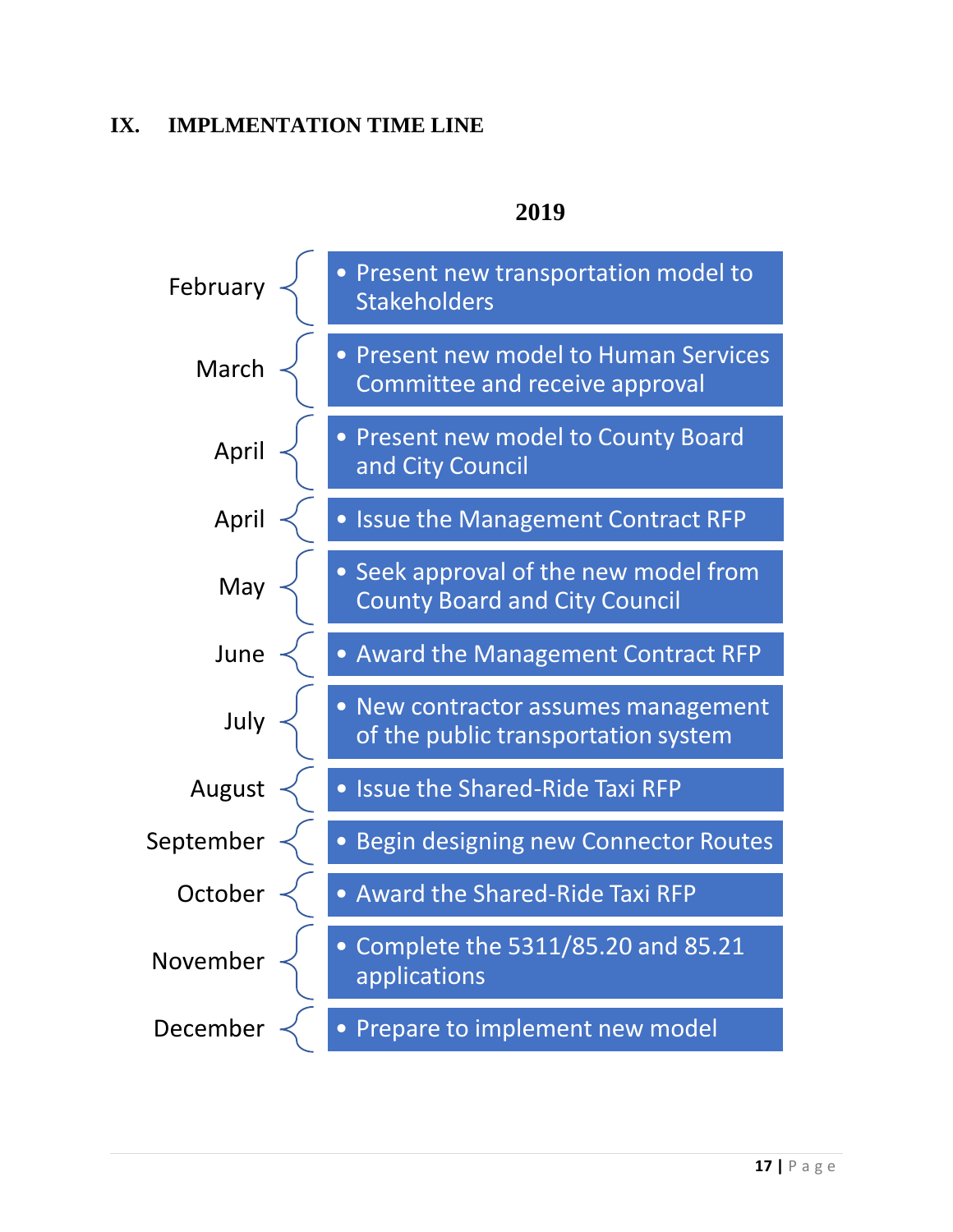## IX. IMPLMENTATION TIME LINE

**2019**

| Month | Activity |
|---|---|
| February | Present new transportation model to Stakeholders |
| March | Present new model to Human Services Committee and receive approval |
| April | Present new model to County Board and City Council |
| April | Issue the Management Contract RFP |
| May | Seek approval of the new model from County Board and City Council |
| June | Award the Management Contract RFP |
| July | New contractor assumes management of the public transportation system |
| August | Issue the Shared-Ride Taxi RFP |
| September | Begin designing new Connector Routes |
| October | Award the Shared-Ride Taxi RFP |
| November | Complete the 5311/85.20 and 85.21 applications |
| December | Prepare to implement new model |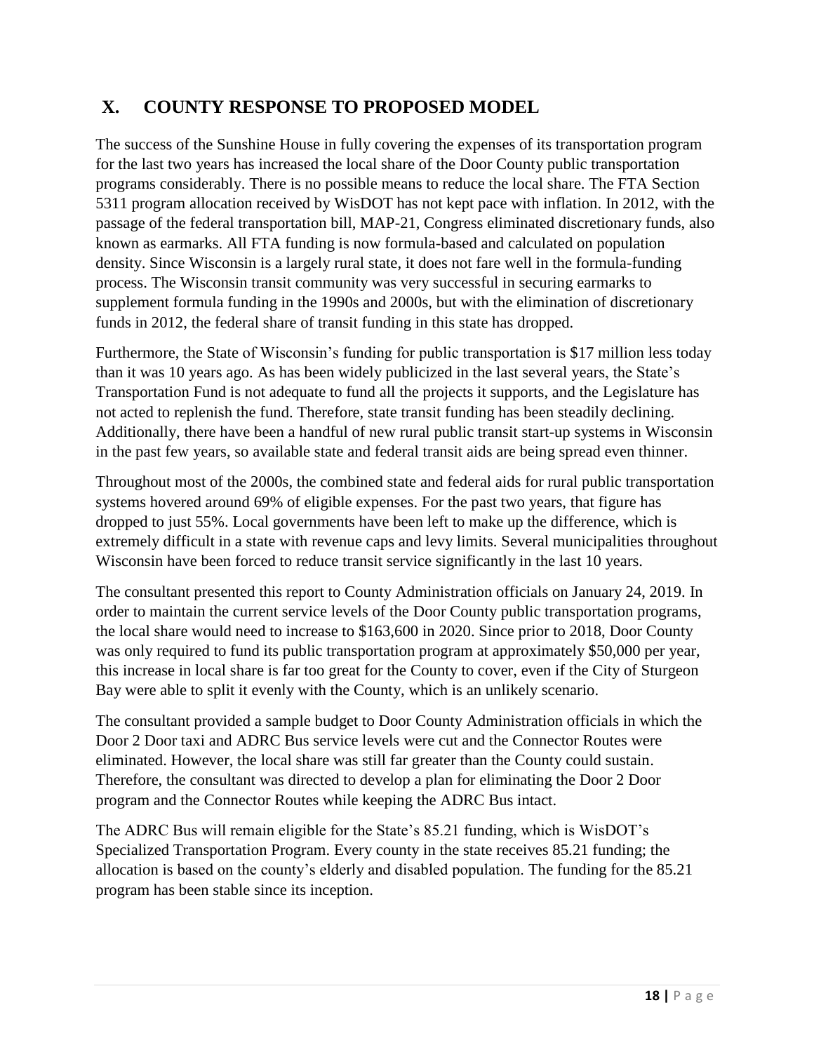## X. COUNTY RESPONSE TO PROPOSED MODEL

The success of the Sunshine House in fully covering the expenses of its transportation program for the last two years has increased the local share of the Door County public transportation programs considerably. There is no possible means to reduce the local share. The FTA Section 5311 program allocation received by WisDOT has not kept pace with inflation. In 2012, with the passage of the federal transportation bill, MAP-21, Congress eliminated discretionary funds, also known as earmarks. All FTA funding is now formula-based and calculated on population density. Since Wisconsin is a largely rural state, it does not fare well in the formula-funding process. The Wisconsin transit community was very successful in securing earmarks to supplement formula funding in the 1990s and 2000s, but with the elimination of discretionary funds in 2012, the federal share of transit funding in this state has dropped.

Furthermore, the State of Wisconsin's funding for public transportation is $17 million less today than it was 10 years ago. As has been widely publicized in the last several years, the State's Transportation Fund is not adequate to fund all the projects it supports, and the Legislature has not acted to replenish the fund. Therefore, state transit funding has been steadily declining. Additionally, there have been a handful of new rural public transit start-up systems in Wisconsin in the past few years, so available state and federal transit aids are being spread even thinner.

Throughout most of the 2000s, the combined state and federal aids for rural public transportation systems hovered around 69% of eligible expenses. For the past two years, that figure has dropped to just 55%. Local governments have been left to make up the difference, which is extremely difficult in a state with revenue caps and levy limits. Several municipalities throughout Wisconsin have been forced to reduce transit service significantly in the last 10 years.

The consultant presented this report to County Administration officials on January 24, 2019. In order to maintain the current service levels of the Door County public transportation programs, the local share would need to increase to $163,600 in 2020. Since prior to 2018, Door County was only required to fund its public transportation program at approximately $50,000 per year, this increase in local share is far too great for the County to cover, even if the City of Sturgeon Bay were able to split it evenly with the County, which is an unlikely scenario.

The consultant provided a sample budget to Door County Administration officials in which the Door 2 Door taxi and ADRC Bus service levels were cut and the Connector Routes were eliminated. However, the local share was still far greater than the County could sustain. Therefore, the consultant was directed to develop a plan for eliminating the Door 2 Door program and the Connector Routes while keeping the ADRC Bus intact.

The ADRC Bus will remain eligible for the State's 85.21 funding, which is WisDOT's Specialized Transportation Program. Every county in the state receives 85.21 funding; the allocation is based on the county's elderly and disabled population. The funding for the 85.21 program has been stable since its inception.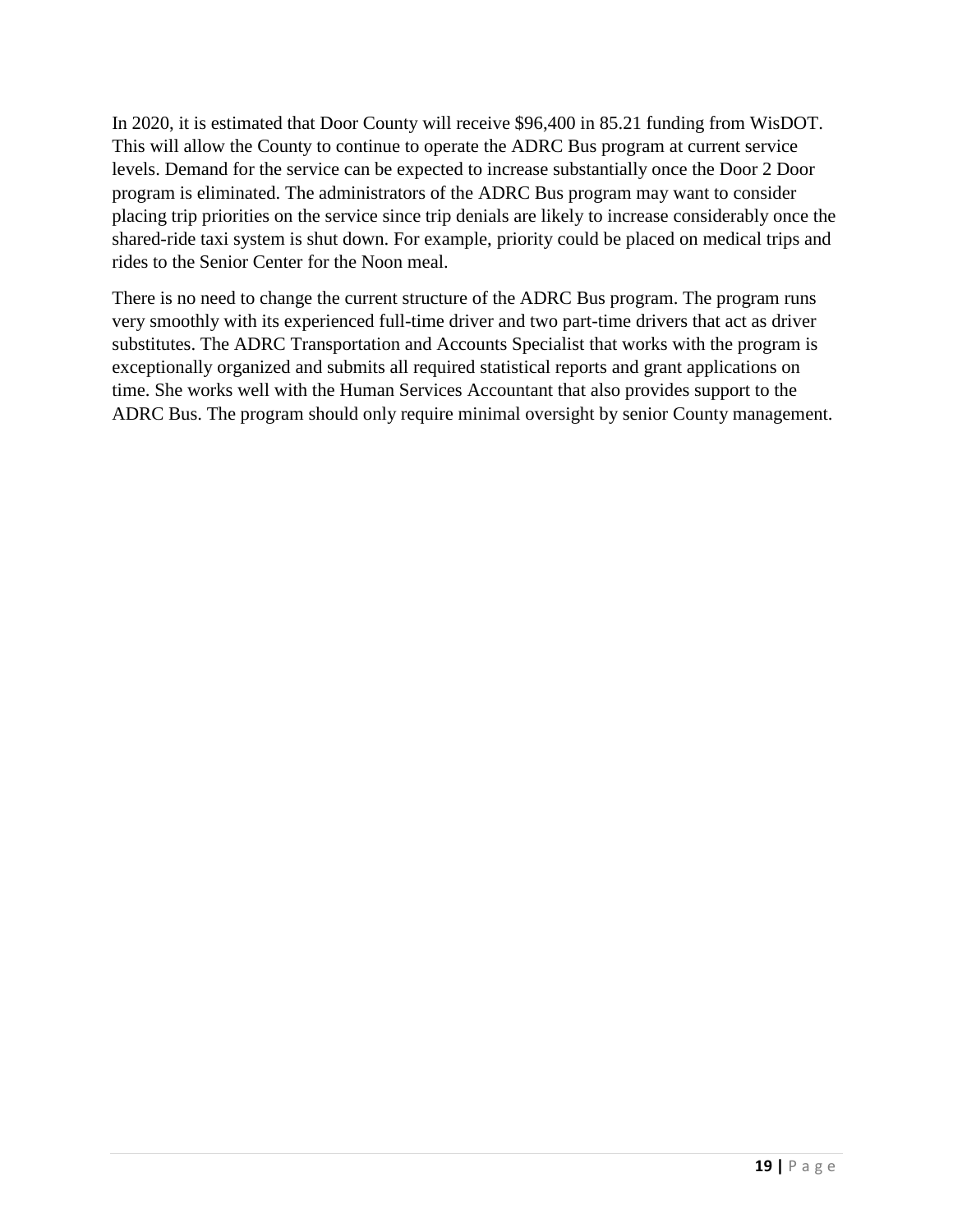In 2020, it is estimated that Door County will receive $96,400 in 85.21 funding from WisDOT. This will allow the County to continue to operate the ADRC Bus program at current service levels. Demand for the service can be expected to increase substantially once the Door 2 Door program is eliminated. The administrators of the ADRC Bus program may want to consider placing trip priorities on the service since trip denials are likely to increase considerably once the shared-ride taxi system is shut down. For example, priority could be placed on medical trips and rides to the Senior Center for the Noon meal.

There is no need to change the current structure of the ADRC Bus program. The program runs very smoothly with its experienced full-time driver and two part-time drivers that act as driver substitutes. The ADRC Transportation and Accounts Specialist that works with the program is exceptionally organized and submits all required statistical reports and grant applications on time. She works well with the Human Services Accountant that also provides support to the ADRC Bus. The program should only require minimal oversight by senior County management.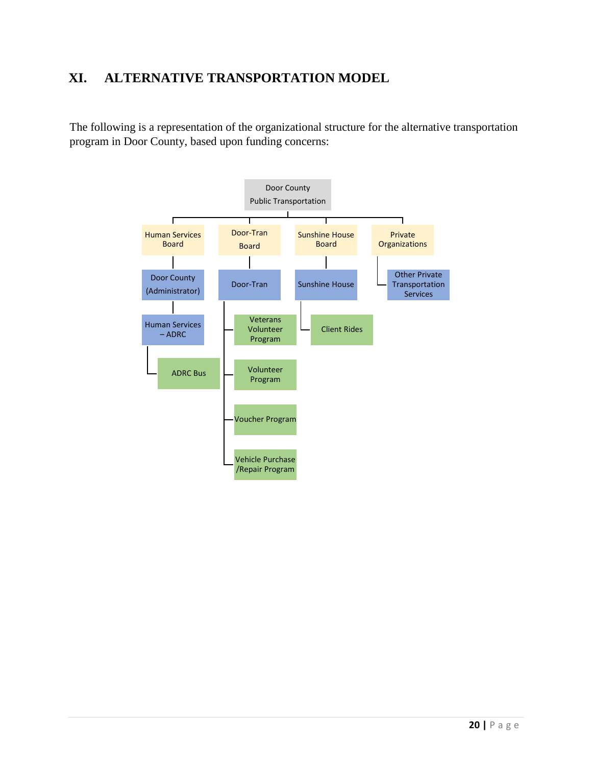# XI. ALTERNATIVE TRANSPORTATION MODEL

The following is a representation of the organizational structure for the alternative transportation program in Door County, based upon funding concerns:

- Door County Public Transportation
  - Human Services Board
    - Door County (Administrator)
      - Human Services – ADRC
        - ADRC Bus
  - Door-Tran Board
    - Door-Tran
      - Veterans Volunteer Program
      - Volunteer Program
      - Voucher Program
      - Vehicle Purchase /Repair Program
  - Sunshine House Board
    - Sunshine House
      - Client Rides
  - Private Organizations
    - Other Private Transportation Services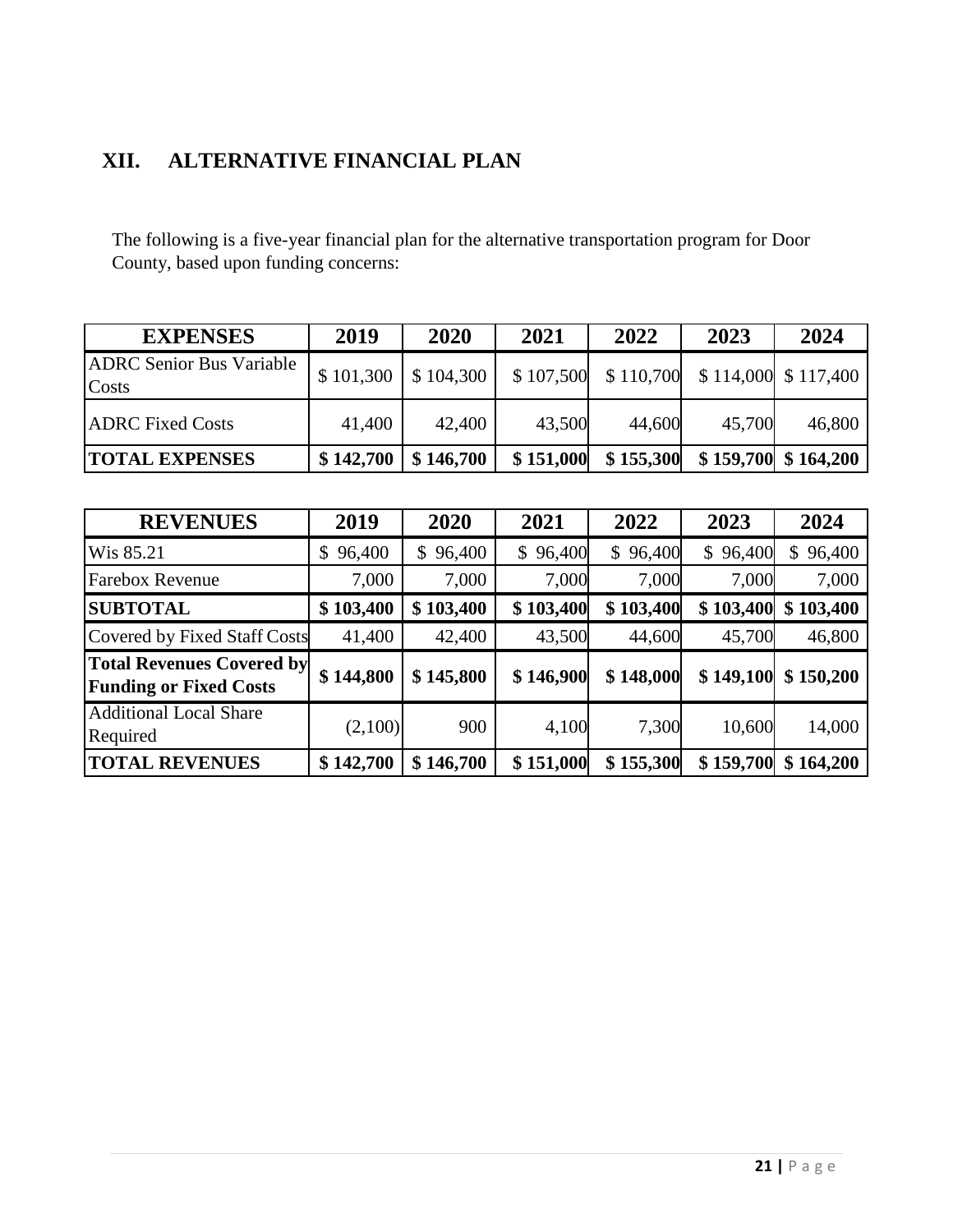## XII. ALTERNATIVE FINANCIAL PLAN

The following is a five-year financial plan for the alternative transportation program for Door County, based upon funding concerns:

| **EXPENSES** | **2019** | **2020** | **2021** | **2022** | **2023** | **2024** |
|---|---|---|---|---|---|---|
| ADRC Senior Bus Variable Costs | $ 101,300 | $ 104,300 | $ 107,500 | $ 110,700 | $ 114,000 | $ 117,400 |
| ADRC Fixed Costs | 41,400 | 42,400 | 43,500 | 44,600 | 45,700 | 46,800 |
| **TOTAL EXPENSES** | **$ 142,700** | **$ 146,700** | **$ 151,000** | **$ 155,300** | **$ 159,700** | **$ 164,200** |

| **REVENUES** | **2019** | **2020** | **2021** | **2022** | **2023** | **2024** |
|---|---|---|---|---|---|---|
| Wis 85.21 | $ 96,400 | $ 96,400 | $ 96,400 | $ 96,400 | $ 96,400 | $ 96,400 |
| Farebox Revenue | 7,000 | 7,000 | 7,000 | 7,000 | 7,000 | 7,000 |
| **SUBTOTAL** | **$ 103,400** | **$ 103,400** | **$ 103,400** | **$ 103,400** | **$ 103,400** | **$ 103,400** |
| Covered by Fixed Staff Costs | 41,400 | 42,400 | 43,500 | 44,600 | 45,700 | 46,800 |
| **Total Revenues Covered by Funding or Fixed Costs** | **$ 144,800** | **$ 145,800** | **$ 146,900** | **$ 148,000** | **$ 149,100** | **$ 150,200** |
| Additional Local Share Required | (2,100) | 900 | 4,100 | 7,300 | 10,600 | 14,000 |
| **TOTAL REVENUES** | **$ 142,700** | **$ 146,700** | **$ 151,000** | **$ 155,300** | **$ 159,700** | **$ 164,200** |